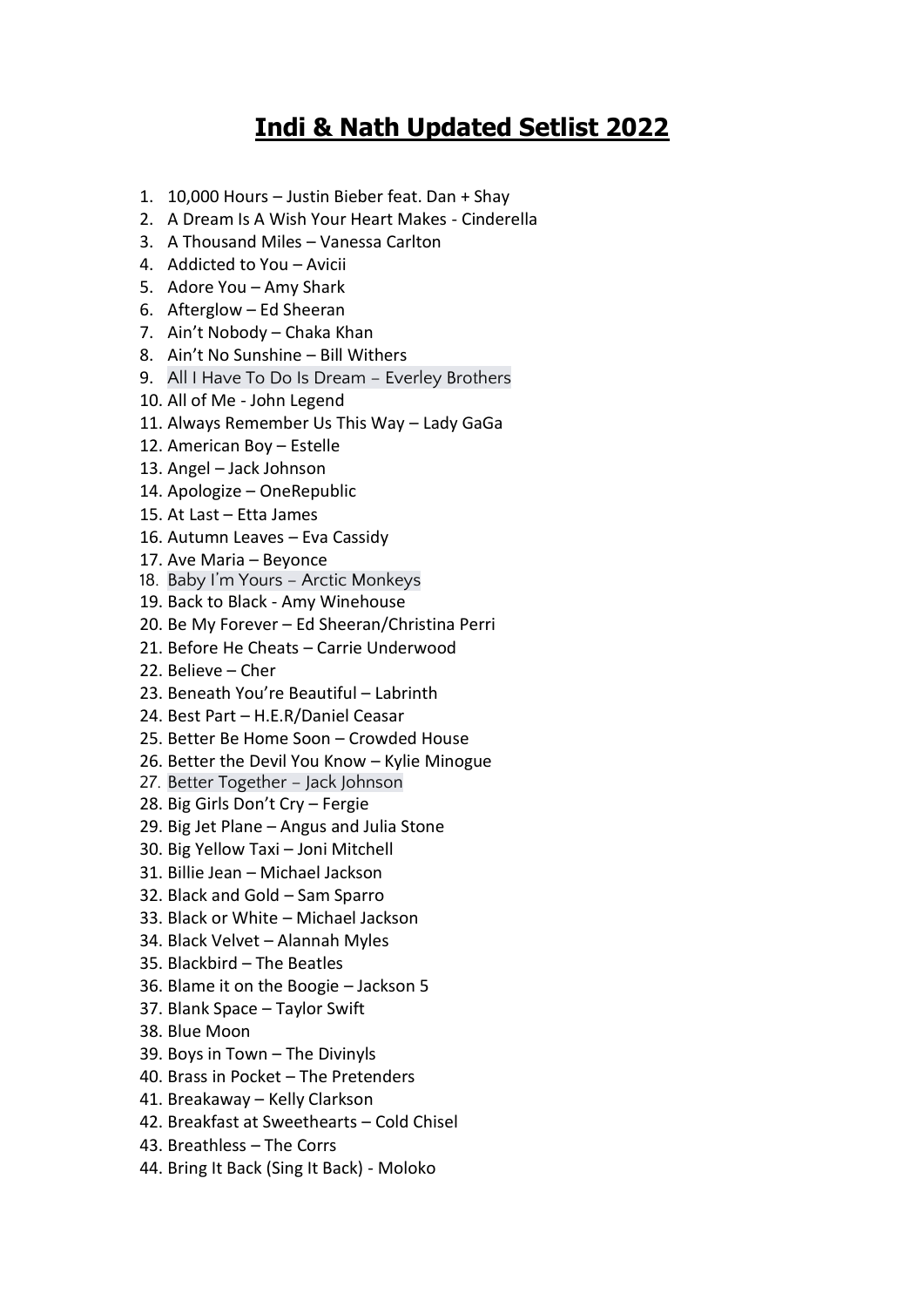# **Indi & Nath Updated Setlist 2022**

1. 10,000 Hours – Justin Bieber feat. Dan + Shay
2. A Dream Is A Wish Your Heart Makes - Cinderella
3. A Thousand Miles – Vanessa Carlton
4. Addicted to You – Avicii
5. Adore You – Amy Shark
6. Afterglow – Ed Sheeran
7. Ain't Nobody – Chaka Khan
8. Ain't No Sunshine – Bill Withers
9. All I Have To Do Is Dream – Everley Brothers
10. All of Me - John Legend
11. Always Remember Us This Way – Lady GaGa
12. American Boy – Estelle
13. Angel – Jack Johnson
14. Apologize – OneRepublic
15. At Last – Etta James
16. Autumn Leaves – Eva Cassidy
17. Ave Maria – Beyonce
18. Baby I'm Yours – Arctic Monkeys
19. Back to Black - Amy Winehouse
20. Be My Forever – Ed Sheeran/Christina Perri
21. Before He Cheats – Carrie Underwood
22. Believe – Cher
23. Beneath You're Beautiful – Labrinth
24. Best Part – H.E.R/Daniel Ceasar
25. Better Be Home Soon – Crowded House
26. Better the Devil You Know – Kylie Minogue
27. Better Together – Jack Johnson
28. Big Girls Don't Cry – Fergie
29. Big Jet Plane – Angus and Julia Stone
30. Big Yellow Taxi – Joni Mitchell
31. Billie Jean – Michael Jackson
32. Black and Gold – Sam Sparro
33. Black or White – Michael Jackson
34. Black Velvet – Alannah Myles
35. Blackbird – The Beatles
36. Blame it on the Boogie – Jackson 5
37. Blank Space – Taylor Swift
38. Blue Moon
39. Boys in Town – The Divinyls
40. Brass in Pocket – The Pretenders
41. Breakaway – Kelly Clarkson
42. Breakfast at Sweethearts – Cold Chisel
43. Breathless – The Corrs
44. Bring It Back (Sing It Back) - Moloko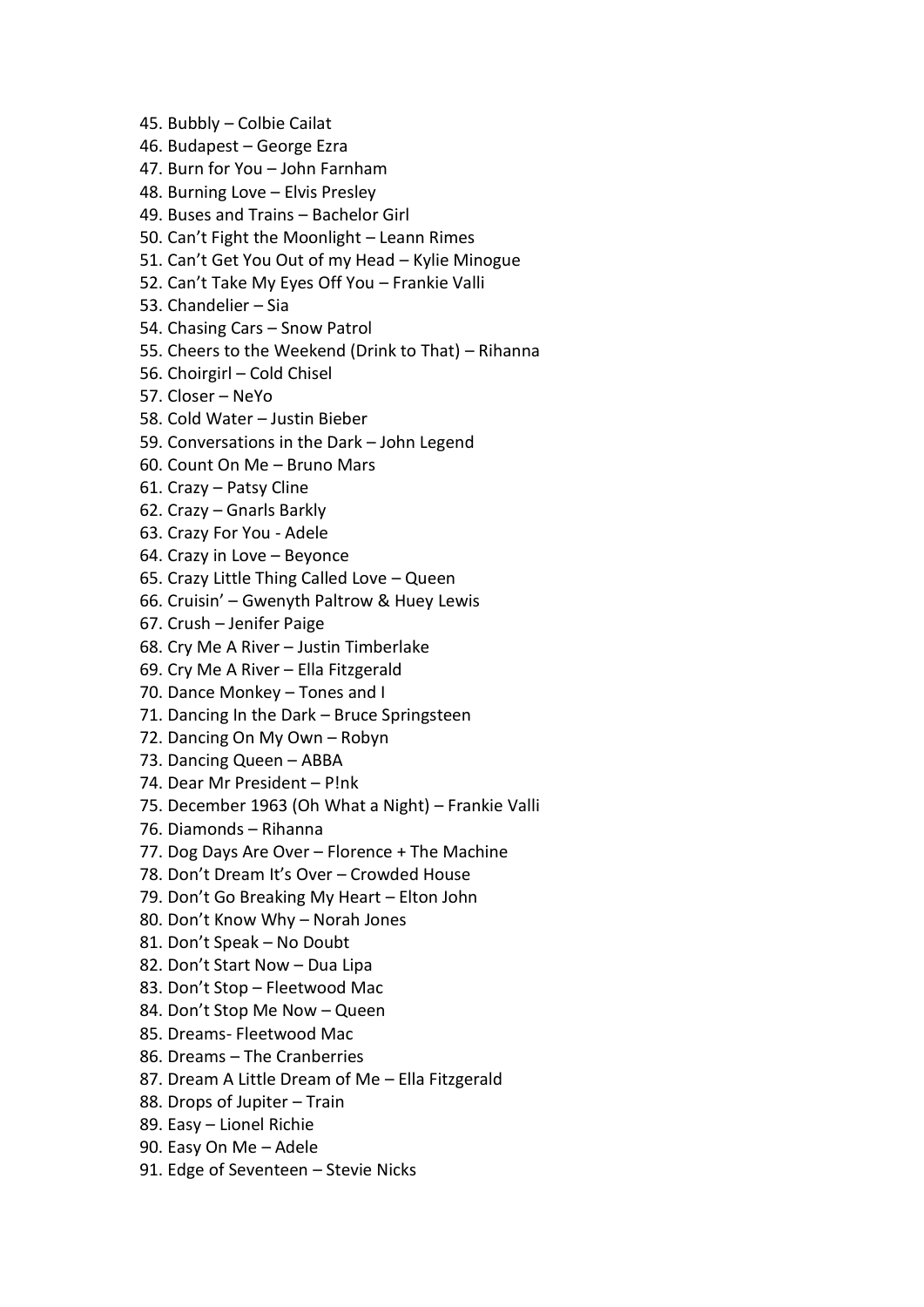45. Bubbly – Colbie Cailat
46. Budapest – George Ezra
47. Burn for You – John Farnham
48. Burning Love – Elvis Presley
49. Buses and Trains – Bachelor Girl
50. Can't Fight the Moonlight – Leann Rimes
51. Can't Get You Out of my Head – Kylie Minogue
52. Can't Take My Eyes Off You – Frankie Valli
53. Chandelier – Sia
54. Chasing Cars – Snow Patrol
55. Cheers to the Weekend (Drink to That) – Rihanna
56. Choirgirl – Cold Chisel
57. Closer – NeYo
58. Cold Water – Justin Bieber
59. Conversations in the Dark – John Legend
60. Count On Me – Bruno Mars
61. Crazy – Patsy Cline
62. Crazy – Gnarls Barkly
63. Crazy For You - Adele
64. Crazy in Love – Beyonce
65. Crazy Little Thing Called Love – Queen
66. Cruisin' – Gwenyth Paltrow & Huey Lewis
67. Crush – Jenifer Paige
68. Cry Me A River – Justin Timberlake
69. Cry Me A River – Ella Fitzgerald
70. Dance Monkey – Tones and I
71. Dancing In the Dark – Bruce Springsteen
72. Dancing On My Own – Robyn
73. Dancing Queen – ABBA
74. Dear Mr President – P!nk
75. December 1963 (Oh What a Night) – Frankie Valli
76. Diamonds – Rihanna
77. Dog Days Are Over – Florence + The Machine
78. Don't Dream It's Over – Crowded House
79. Don't Go Breaking My Heart – Elton John
80. Don't Know Why – Norah Jones
81. Don't Speak – No Doubt
82. Don't Start Now – Dua Lipa
83. Don't Stop – Fleetwood Mac
84. Don't Stop Me Now – Queen
85. Dreams- Fleetwood Mac
86. Dreams – The Cranberries
87. Dream A Little Dream of Me – Ella Fitzgerald
88. Drops of Jupiter – Train
89. Easy – Lionel Richie
90. Easy On Me – Adele
91. Edge of Seventeen – Stevie Nicks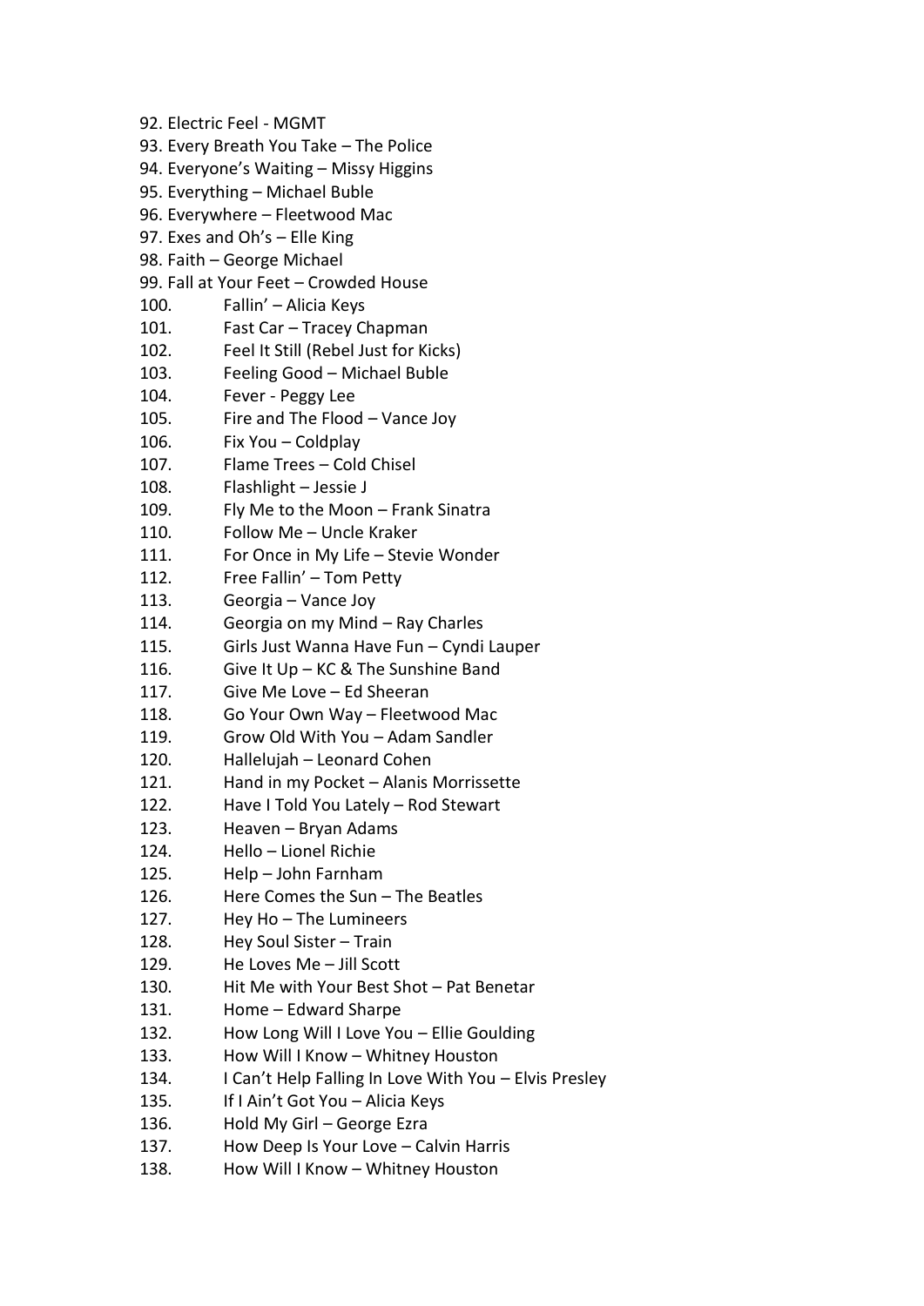92. Electric Feel - MGMT
93. Every Breath You Take – The Police
94. Everyone's Waiting – Missy Higgins
95. Everything – Michael Buble
96. Everywhere – Fleetwood Mac
97. Exes and Oh's – Elle King
98. Faith – George Michael
99. Fall at Your Feet – Crowded House
100. Fallin' – Alicia Keys
101. Fast Car – Tracey Chapman
102. Feel It Still (Rebel Just for Kicks)
103. Feeling Good – Michael Buble
104. Fever - Peggy Lee
105. Fire and The Flood – Vance Joy
106. Fix You – Coldplay
107. Flame Trees – Cold Chisel
108. Flashlight – Jessie J
109. Fly Me to the Moon – Frank Sinatra
110. Follow Me – Uncle Kraker
111. For Once in My Life – Stevie Wonder
112. Free Fallin' – Tom Petty
113. Georgia – Vance Joy
114. Georgia on my Mind – Ray Charles
115. Girls Just Wanna Have Fun – Cyndi Lauper
116. Give It Up – KC & The Sunshine Band
117. Give Me Love – Ed Sheeran
118. Go Your Own Way – Fleetwood Mac
119. Grow Old With You – Adam Sandler
120. Hallelujah – Leonard Cohen
121. Hand in my Pocket – Alanis Morrissette
122. Have I Told You Lately – Rod Stewart
123. Heaven – Bryan Adams
124. Hello – Lionel Richie
125. Help – John Farnham
126. Here Comes the Sun – The Beatles
127. Hey Ho – The Lumineers
128. Hey Soul Sister – Train
129. He Loves Me – Jill Scott
130. Hit Me with Your Best Shot – Pat Benetar
131. Home – Edward Sharpe
132. How Long Will I Love You – Ellie Goulding
133. How Will I Know – Whitney Houston
134. I Can't Help Falling In Love With You – Elvis Presley
135. If I Ain't Got You – Alicia Keys
136. Hold My Girl – George Ezra
137. How Deep Is Your Love – Calvin Harris
138. How Will I Know – Whitney Houston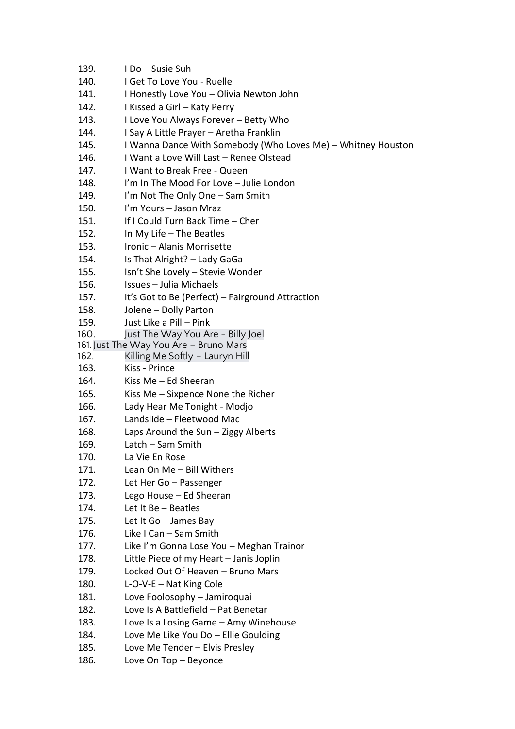139. I Do – Susie Suh
140. I Get To Love You - Ruelle
141. I Honestly Love You – Olivia Newton John
142. I Kissed a Girl – Katy Perry
143. I Love You Always Forever – Betty Who
144. I Say A Little Prayer – Aretha Franklin
145. I Wanna Dance With Somebody (Who Loves Me) – Whitney Houston
146. I Want a Love Will Last – Renee Olstead
147. I Want to Break Free - Queen
148. I'm In The Mood For Love – Julie London
149. I'm Not The Only One – Sam Smith
150. I'm Yours – Jason Mraz
151. If I Could Turn Back Time – Cher
152. In My Life – The Beatles
153. Ironic – Alanis Morrisette
154. Is That Alright? – Lady GaGa
155. Isn't She Lovely – Stevie Wonder
156. Issues – Julia Michaels
157. It's Got to Be (Perfect) – Fairground Attraction
158. Jolene – Dolly Parton
159. Just Like a Pill – Pink
160. Just The Way You Are - Billy Joel
161. Just The Way You Are - Bruno Mars
162. Killing Me Softly - Lauryn Hill
163. Kiss - Prince
164. Kiss Me – Ed Sheeran
165. Kiss Me – Sixpence None the Richer
166. Lady Hear Me Tonight - Modjo
167. Landslide – Fleetwood Mac
168. Laps Around the Sun – Ziggy Alberts
169. Latch – Sam Smith
170. La Vie En Rose
171. Lean On Me – Bill Withers
172. Let Her Go – Passenger
173. Lego House – Ed Sheeran
174. Let It Be – Beatles
175. Let It Go – James Bay
176. Like I Can – Sam Smith
177. Like I'm Gonna Lose You – Meghan Trainor
178. Little Piece of my Heart – Janis Joplin
179. Locked Out Of Heaven – Bruno Mars
180. L-O-V-E – Nat King Cole
181. Love Foolosophy – Jamiroquai
182. Love Is A Battlefield – Pat Benetar
183. Love Is a Losing Game – Amy Winehouse
184. Love Me Like You Do – Ellie Goulding
185. Love Me Tender – Elvis Presley
186. Love On Top – Beyonce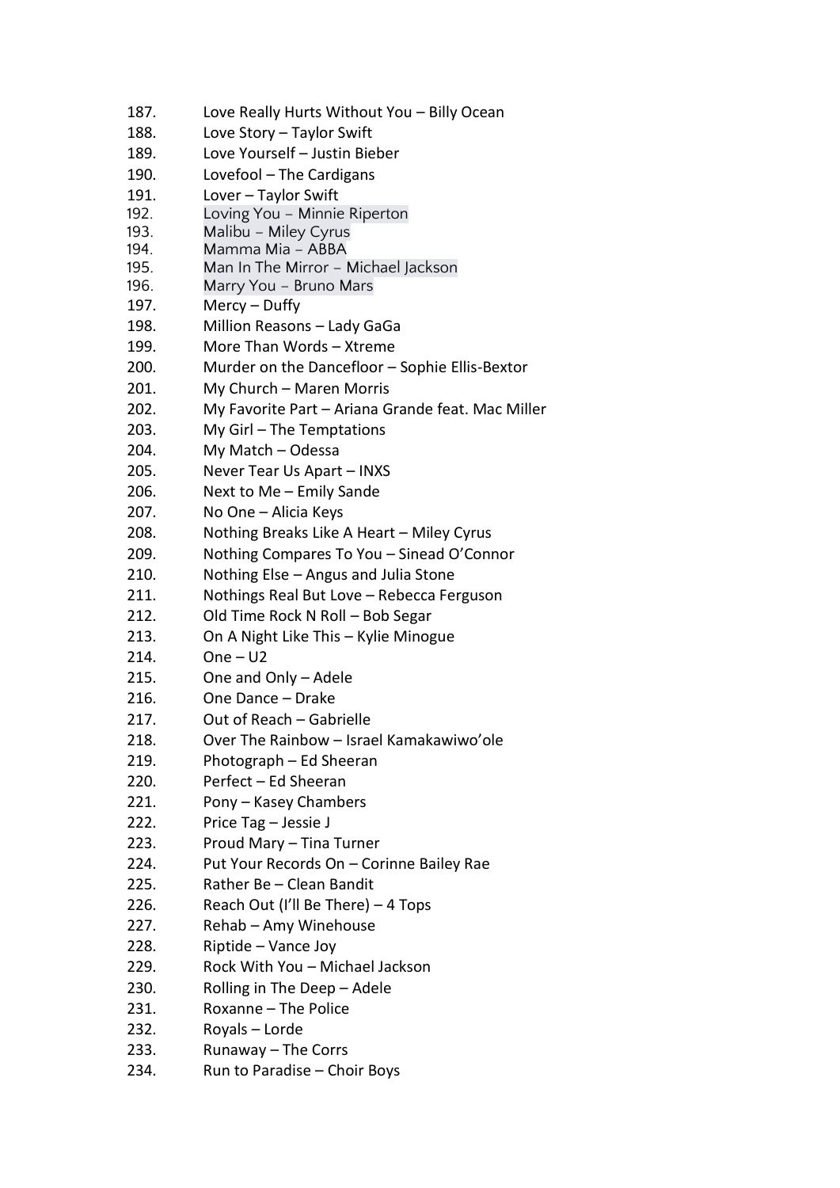187. Love Really Hurts Without You – Billy Ocean
188. Love Story – Taylor Swift
189. Love Yourself – Justin Bieber
190. Lovefool – The Cardigans
191. Lover – Taylor Swift
192. Loving You – Minnie Riperton
193. Malibu – Miley Cyrus
194. Mamma Mia – ABBA
195. Man In The Mirror – Michael Jackson
196. Marry You – Bruno Mars
197. Mercy – Duffy
198. Million Reasons – Lady GaGa
199. More Than Words – Xtreme
200. Murder on the Dancefloor – Sophie Ellis-Bextor
201. My Church – Maren Morris
202. My Favorite Part – Ariana Grande feat. Mac Miller
203. My Girl – The Temptations
204. My Match – Odessa
205. Never Tear Us Apart – INXS
206. Next to Me – Emily Sande
207. No One – Alicia Keys
208. Nothing Breaks Like A Heart – Miley Cyrus
209. Nothing Compares To You – Sinead O'Connor
210. Nothing Else – Angus and Julia Stone
211. Nothings Real But Love – Rebecca Ferguson
212. Old Time Rock N Roll – Bob Segar
213. On A Night Like This – Kylie Minogue
214. One – U2
215. One and Only – Adele
216. One Dance – Drake
217. Out of Reach – Gabrielle
218. Over The Rainbow – Israel Kamakawiwo'ole
219. Photograph – Ed Sheeran
220. Perfect – Ed Sheeran
221. Pony – Kasey Chambers
222. Price Tag – Jessie J
223. Proud Mary – Tina Turner
224. Put Your Records On – Corinne Bailey Rae
225. Rather Be – Clean Bandit
226. Reach Out (I'll Be There) – 4 Tops
227. Rehab – Amy Winehouse
228. Riptide – Vance Joy
229. Rock With You – Michael Jackson
230. Rolling in The Deep – Adele
231. Roxanne – The Police
232. Royals – Lorde
233. Runaway – The Corrs
234. Run to Paradise – Choir Boys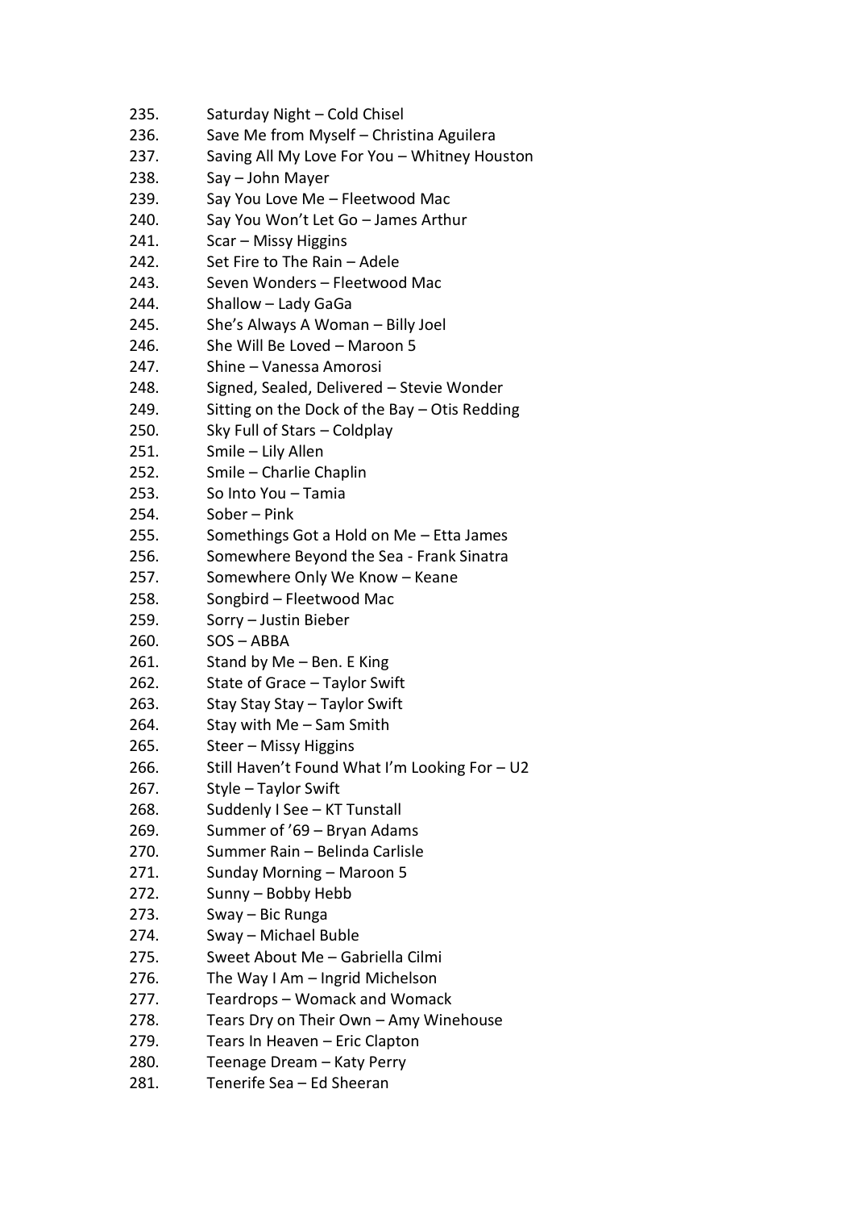235. Saturday Night – Cold Chisel
236. Save Me from Myself – Christina Aguilera
237. Saving All My Love For You – Whitney Houston
238. Say – John Mayer
239. Say You Love Me – Fleetwood Mac
240. Say You Won't Let Go – James Arthur
241. Scar – Missy Higgins
242. Set Fire to The Rain – Adele
243. Seven Wonders – Fleetwood Mac
244. Shallow – Lady GaGa
245. She's Always A Woman – Billy Joel
246. She Will Be Loved – Maroon 5
247. Shine – Vanessa Amorosi
248. Signed, Sealed, Delivered – Stevie Wonder
249. Sitting on the Dock of the Bay – Otis Redding
250. Sky Full of Stars – Coldplay
251. Smile – Lily Allen
252. Smile – Charlie Chaplin
253. So Into You – Tamia
254. Sober – Pink
255. Somethings Got a Hold on Me – Etta James
256. Somewhere Beyond the Sea - Frank Sinatra
257. Somewhere Only We Know – Keane
258. Songbird – Fleetwood Mac
259. Sorry – Justin Bieber
260. SOS – ABBA
261. Stand by Me – Ben. E King
262. State of Grace – Taylor Swift
263. Stay Stay Stay – Taylor Swift
264. Stay with Me – Sam Smith
265. Steer – Missy Higgins
266. Still Haven't Found What I'm Looking For – U2
267. Style – Taylor Swift
268. Suddenly I See – KT Tunstall
269. Summer of '69 – Bryan Adams
270. Summer Rain – Belinda Carlisle
271. Sunday Morning – Maroon 5
272. Sunny – Bobby Hebb
273. Sway – Bic Runga
274. Sway – Michael Buble
275. Sweet About Me – Gabriella Cilmi
276. The Way I Am – Ingrid Michelson
277. Teardrops – Womack and Womack
278. Tears Dry on Their Own – Amy Winehouse
279. Tears In Heaven – Eric Clapton
280. Teenage Dream – Katy Perry
281. Tenerife Sea – Ed Sheeran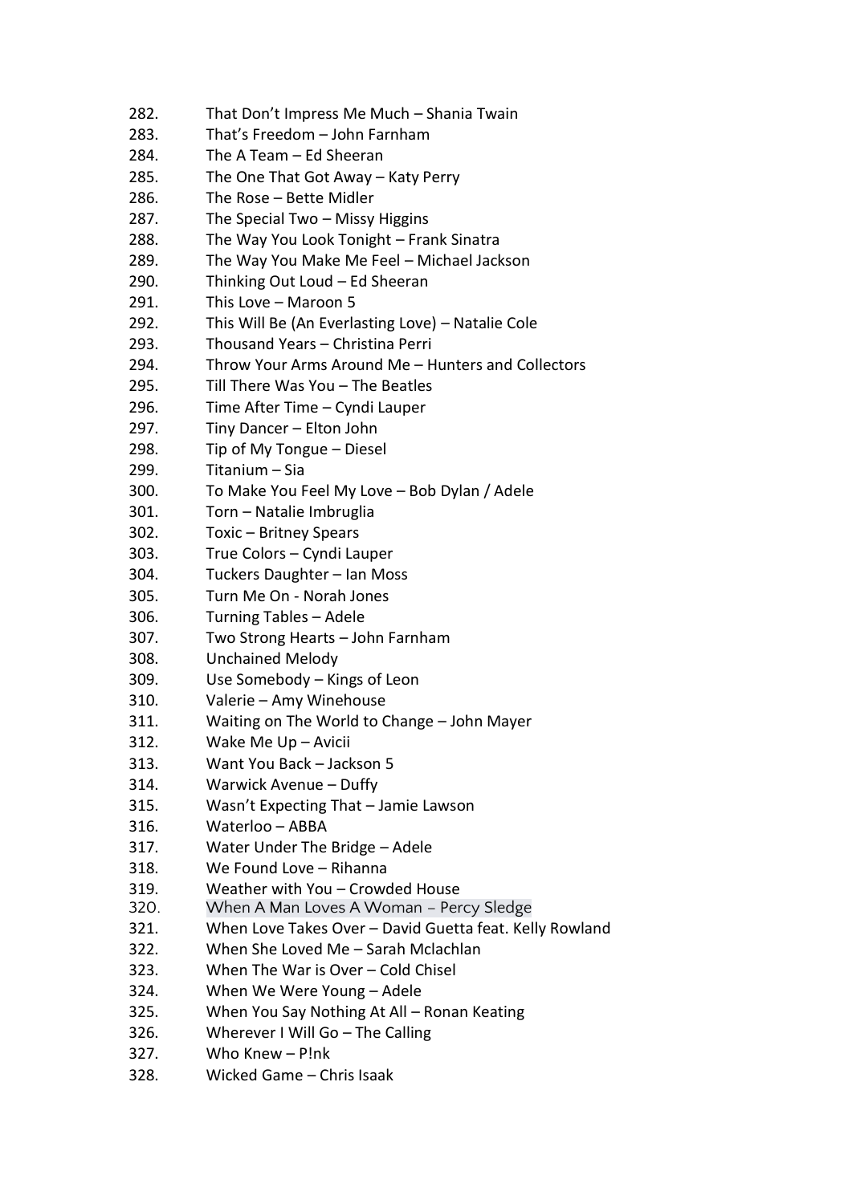282. That Don't Impress Me Much – Shania Twain
283. That's Freedom – John Farnham
284. The A Team – Ed Sheeran
285. The One That Got Away – Katy Perry
286. The Rose – Bette Midler
287. The Special Two – Missy Higgins
288. The Way You Look Tonight – Frank Sinatra
289. The Way You Make Me Feel – Michael Jackson
290. Thinking Out Loud – Ed Sheeran
291. This Love – Maroon 5
292. This Will Be (An Everlasting Love) – Natalie Cole
293. Thousand Years – Christina Perri
294. Throw Your Arms Around Me – Hunters and Collectors
295. Till There Was You – The Beatles
296. Time After Time – Cyndi Lauper
297. Tiny Dancer – Elton John
298. Tip of My Tongue – Diesel
299. Titanium – Sia
300. To Make You Feel My Love – Bob Dylan / Adele
301. Torn – Natalie Imbruglia
302. Toxic – Britney Spears
303. True Colors – Cyndi Lauper
304. Tuckers Daughter – Ian Moss
305. Turn Me On - Norah Jones
306. Turning Tables – Adele
307. Two Strong Hearts – John Farnham
308. Unchained Melody
309. Use Somebody – Kings of Leon
310. Valerie – Amy Winehouse
311. Waiting on The World to Change – John Mayer
312. Wake Me Up – Avicii
313. Want You Back – Jackson 5
314. Warwick Avenue – Duffy
315. Wasn't Expecting That – Jamie Lawson
316. Waterloo – ABBA
317. Water Under The Bridge – Adele
318. We Found Love – Rihanna
319. Weather with You – Crowded House
320. When A Man Loves A Woman – Percy Sledge
321. When Love Takes Over – David Guetta feat. Kelly Rowland
322. When She Loved Me – Sarah Mclachlan
323. When The War is Over – Cold Chisel
324. When We Were Young – Adele
325. When You Say Nothing At All – Ronan Keating
326. Wherever I Will Go – The Calling
327. Who Knew – P!nk
328. Wicked Game – Chris Isaak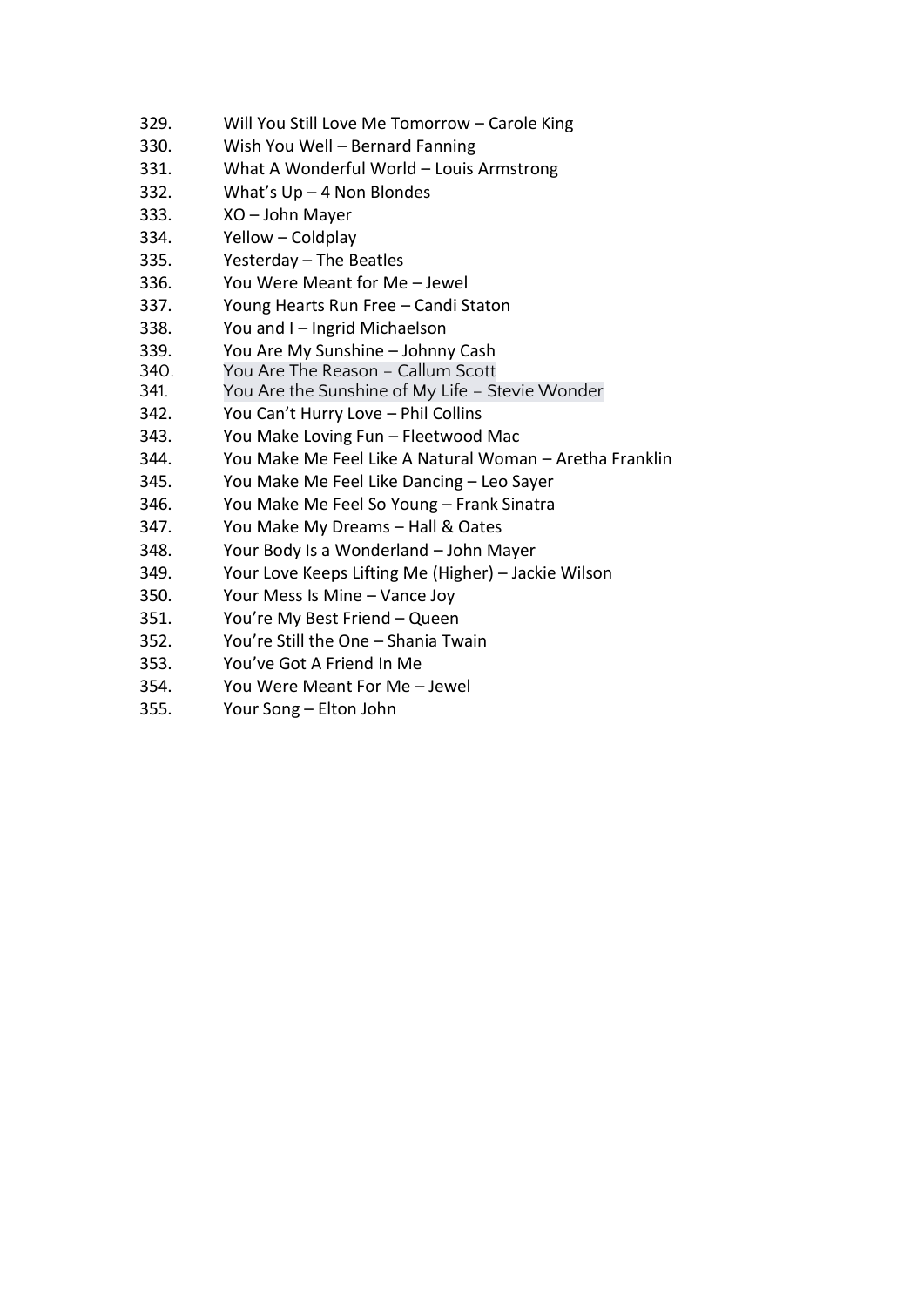329. Will You Still Love Me Tomorrow – Carole King
330. Wish You Well – Bernard Fanning
331. What A Wonderful World – Louis Armstrong
332. What's Up – 4 Non Blondes
333. XO – John Mayer
334. Yellow – Coldplay
335. Yesterday – The Beatles
336. You Were Meant for Me – Jewel
337. Young Hearts Run Free – Candi Staton
338. You and I – Ingrid Michaelson
339. You Are My Sunshine – Johnny Cash
340. You Are The Reason – Callum Scott
341. You Are the Sunshine of My Life – Stevie Wonder
342. You Can't Hurry Love – Phil Collins
343. You Make Loving Fun – Fleetwood Mac
344. You Make Me Feel Like A Natural Woman – Aretha Franklin
345. You Make Me Feel Like Dancing – Leo Sayer
346. You Make Me Feel So Young – Frank Sinatra
347. You Make My Dreams – Hall & Oates
348. Your Body Is a Wonderland – John Mayer
349. Your Love Keeps Lifting Me (Higher) – Jackie Wilson
350. Your Mess Is Mine – Vance Joy
351. You're My Best Friend – Queen
352. You're Still the One – Shania Twain
353. You've Got A Friend In Me
354. You Were Meant For Me – Jewel
355. Your Song – Elton John